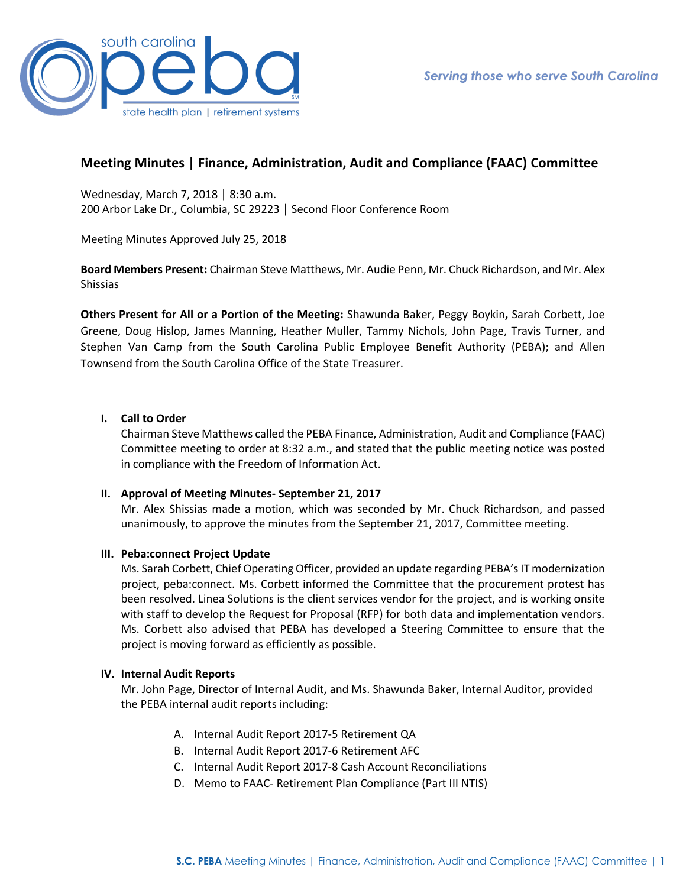# Meeting Minutes | Finance, Administration, Audit and Compliance (FAAC) Committee

Wednesday, March 7, 2018 │ 8:30 a.m.
200 Arbor Lake Dr., Columbia, SC 29223 │ Second Floor Conference Room

Meeting Minutes Approved July 25, 2018

**Board Members Present:** Chairman Steve Matthews, Mr. Audie Penn, Mr. Chuck Richardson, and Mr. Alex Shissias

**Others Present for All or a Portion of the Meeting:** Shawunda Baker, Peggy Boykin**,** Sarah Corbett, Joe Greene, Doug Hislop, James Manning, Heather Muller, Tammy Nichols, John Page, Travis Turner, and Stephen Van Camp from the South Carolina Public Employee Benefit Authority (PEBA); and Allen Townsend from the South Carolina Office of the State Treasurer.

## I. Call to Order

Chairman Steve Matthews called the PEBA Finance, Administration, Audit and Compliance (FAAC) Committee meeting to order at 8:32 a.m., and stated that the public meeting notice was posted in compliance with the Freedom of Information Act.

## II. Approval of Meeting Minutes- September 21, 2017

Mr. Alex Shissias made a motion, which was seconded by Mr. Chuck Richardson, and passed unanimously, to approve the minutes from the September 21, 2017, Committee meeting.

## III. Peba:connect Project Update

Ms. Sarah Corbett, Chief Operating Officer, provided an update regarding PEBA's IT modernization project, peba:connect. Ms. Corbett informed the Committee that the procurement protest has been resolved. Linea Solutions is the client services vendor for the project, and is working onsite with staff to develop the Request for Proposal (RFP) for both data and implementation vendors. Ms. Corbett also advised that PEBA has developed a Steering Committee to ensure that the project is moving forward as efficiently as possible.

## IV. Internal Audit Reports

Mr. John Page, Director of Internal Audit, and Ms. Shawunda Baker, Internal Auditor, provided the PEBA internal audit reports including:

A. Internal Audit Report 2017-5 Retirement QA
B. Internal Audit Report 2017-6 Retirement AFC
C. Internal Audit Report 2017-8 Cash Account Reconciliations
D. Memo to FAAC- Retirement Plan Compliance (Part III NTIS)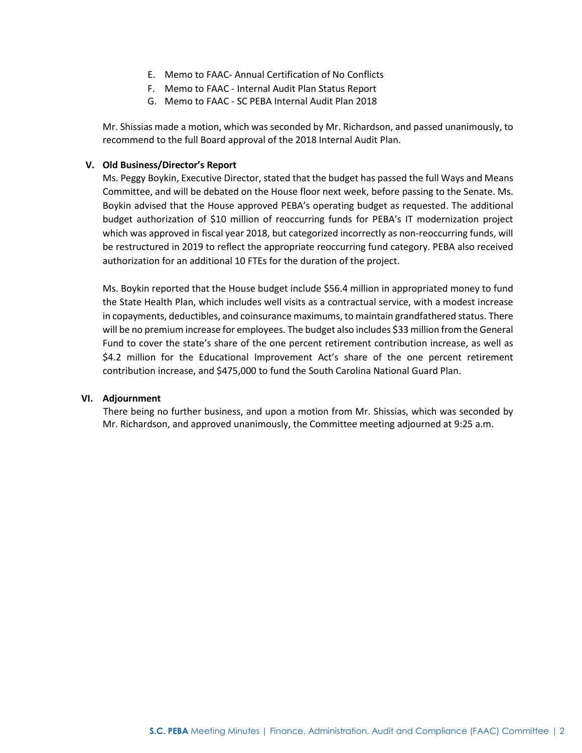E. Memo to FAAC- Annual Certification of No Conflicts
F. Memo to FAAC - Internal Audit Plan Status Report
G. Memo to FAAC - SC PEBA Internal Audit Plan 2018

Mr. Shissias made a motion, which was seconded by Mr. Richardson, and passed unanimously, to recommend to the full Board approval of the 2018 Internal Audit Plan.

**V. Old Business/Director's Report**

Ms. Peggy Boykin, Executive Director, stated that the budget has passed the full Ways and Means Committee, and will be debated on the House floor next week, before passing to the Senate. Ms. Boykin advised that the House approved PEBA's operating budget as requested. The additional budget authorization of $10 million of reoccurring funds for PEBA's IT modernization project which was approved in fiscal year 2018, but categorized incorrectly as non-reoccurring funds, will be restructured in 2019 to reflect the appropriate reoccurring fund category. PEBA also received authorization for an additional 10 FTEs for the duration of the project.

Ms. Boykin reported that the House budget include $56.4 million in appropriated money to fund the State Health Plan, which includes well visits as a contractual service, with a modest increase in copayments, deductibles, and coinsurance maximums, to maintain grandfathered status. There will be no premium increase for employees. The budget also includes $33 million from the General Fund to cover the state's share of the one percent retirement contribution increase, as well as $4.2 million for the Educational Improvement Act's share of the one percent retirement contribution increase, and $475,000 to fund the South Carolina National Guard Plan.

**VI. Adjournment**

There being no further business, and upon a motion from Mr. Shissias, which was seconded by Mr. Richardson, and approved unanimously, the Committee meeting adjourned at 9:25 a.m.